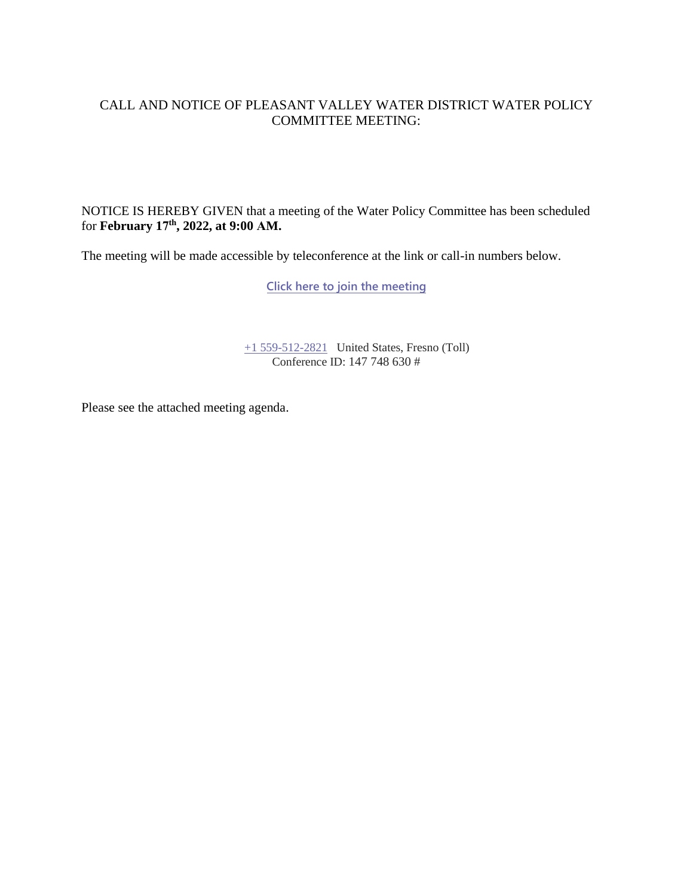# CALL AND NOTICE OF PLEASANT VALLEY WATER DISTRICT WATER POLICY COMMITTEE MEETING:

NOTICE IS HEREBY GIVEN that a meeting of the Water Policy Committee has been scheduled for **February 17th, 2022, at 9:00 AM.**

The meeting will be made accessible by teleconference at the link or call-in numbers below.

[Click here to join the meeting]

+1 559-512-2821 United States, Fresno (Toll)
Conference ID: 147 748 630 #

Please see the attached meeting agenda.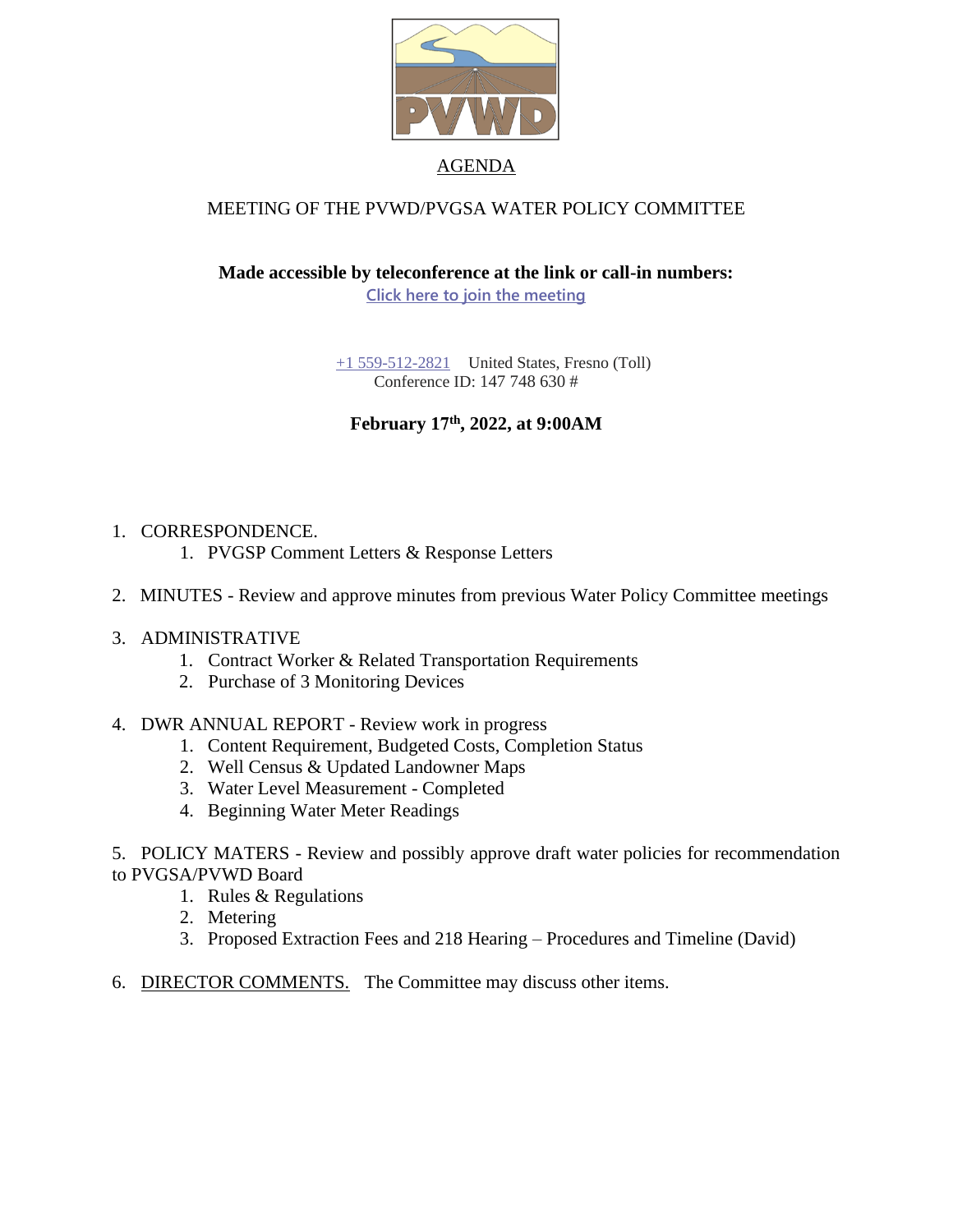AGENDA

MEETING OF THE PVWD/PVGSA WATER POLICY COMMITTEE

**Made accessible by teleconference at the link or call-in numbers:**
Click here to join the meeting

+1 559-512-2821 United States, Fresno (Toll)
Conference ID: 147 748 630 #

**February 17th, 2022, at 9:00AM**

1. CORRESPONDENCE.
    1. PVGSP Comment Letters & Response Letters

2. MINUTES - Review and approve minutes from previous Water Policy Committee meetings

3. ADMINISTRATIVE
    1. Contract Worker & Related Transportation Requirements
    2. Purchase of 3 Monitoring Devices

4. DWR ANNUAL REPORT - Review work in progress
    1. Content Requirement, Budgeted Costs, Completion Status
    2. Well Census & Updated Landowner Maps
    3. Water Level Measurement - Completed
    4. Beginning Water Meter Readings

5. POLICY MATERS - Review and possibly approve draft water policies for recommendation to PVGSA/PVWD Board
    1. Rules & Regulations
    2. Metering
    3. Proposed Extraction Fees and 218 Hearing – Procedures and Timeline (David)

6. DIRECTOR COMMENTS. The Committee may discuss other items.